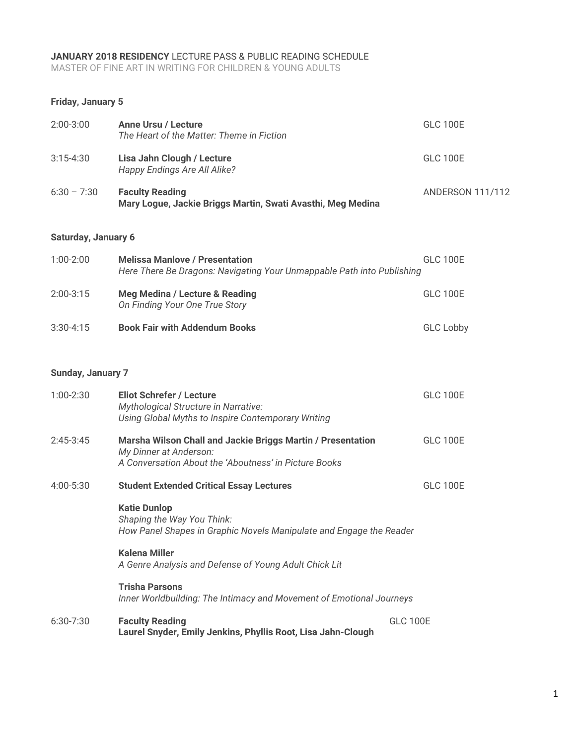**JANUARY 2018 RESIDENCY** LECTURE PASS & PUBLIC READING SCHEDULE
MASTER OF FINE ART IN WRITING FOR CHILDREN & YOUNG ADULTS

### Friday, January 5

| Time | Event | Location |
|---|---|---|
| 2:00-3:00 | **Anne Ursu / Lecture**<br>*The Heart of the Matter: Theme in Fiction* | GLC 100E |
| 3:15-4:30 | **Lisa Jahn Clough / Lecture**<br>*Happy Endings Are All Alike?* | GLC 100E |
| 6:30 – 7:30 | **Faculty Reading**<br>**Mary Logue, Jackie Briggs Martin, Swati Avasthi, Meg Medina** | ANDERSON 111/112 |

### Saturday, January 6

| Time | Event | Location |
|---|---|---|
| 1:00-2:00 | **Melissa Manlove / Presentation**<br>*Here There Be Dragons: Navigating Your Unmappable Path into Publishing* | GLC 100E |
| 2:00-3:15 | **Meg Medina / Lecture & Reading**<br>*On Finding Your One True Story* | GLC 100E |
| 3:30-4:15 | **Book Fair with Addendum Books** | GLC Lobby |

### Sunday, January 7

| Time | Event | Location |
|---|---|---|
| 1:00-2:30 | **Eliot Schrefer / Lecture**<br>*Mythological Structure in Narrative:*<br>*Using Global Myths to Inspire Contemporary Writing* | GLC 100E |
| 2:45-3:45 | **Marsha Wilson Chall and Jackie Briggs Martin / Presentation**<br>*My Dinner at Anderson:*<br>*A Conversation About the 'Aboutness' in Picture Books* | GLC 100E |
| 4:00-5:30 | **Student Extended Critical Essay Lectures**<br><br>**Katie Dunlop**<br>*Shaping the Way You Think:*<br>*How Panel Shapes in Graphic Novels Manipulate and Engage the Reader*<br><br>**Kalena Miller**<br>*A Genre Analysis and Defense of Young Adult Chick Lit*<br><br>**Trisha Parsons**<br>*Inner Worldbuilding: The Intimacy and Movement of Emotional Journeys* | GLC 100E |
| 6:30-7:30 | **Faculty Reading**<br>**Laurel Snyder, Emily Jenkins, Phyllis Root, Lisa Jahn-Clough** | GLC 100E |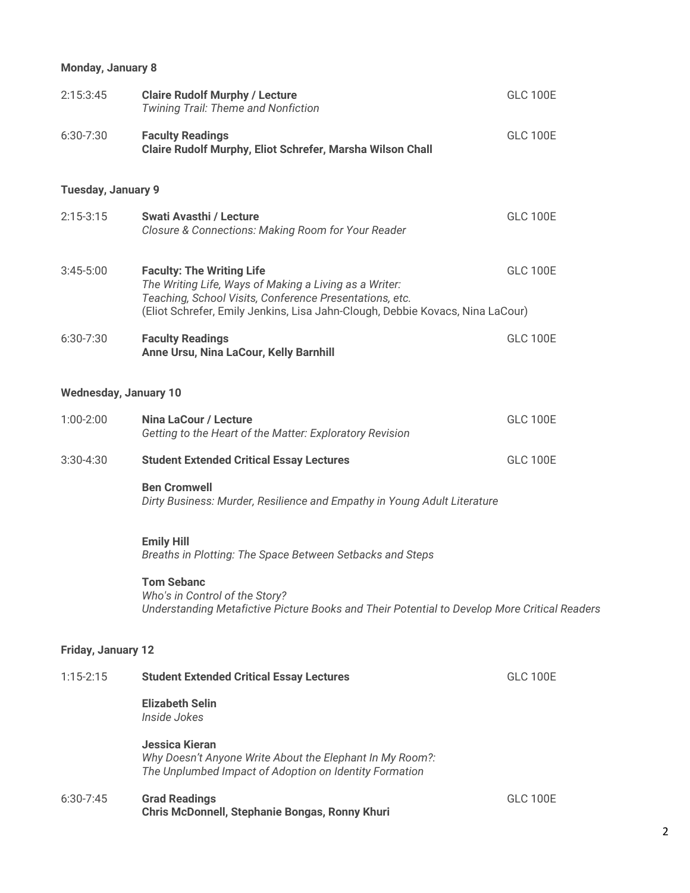**Monday, January 8**

2:15:3:45 **Claire Rudolf Murphy / Lecture** GLC 100E
*Twining Trail: Theme and Nonfiction*

6:30-7:30 **Faculty Readings** GLC 100E
**Claire Rudolf Murphy, Eliot Schrefer, Marsha Wilson Chall**

**Tuesday, January 9**

2:15-3:15 **Swati Avasthi / Lecture** GLC 100E
*Closure & Connections: Making Room for Your Reader*

3:45-5:00 **Faculty: The Writing Life** GLC 100E
*The Writing Life, Ways of Making a Living as a Writer:*
*Teaching, School Visits, Conference Presentations, etc.*
(Eliot Schrefer, Emily Jenkins, Lisa Jahn-Clough, Debbie Kovacs, Nina LaCour)

6:30-7:30 **Faculty Readings** GLC 100E
**Anne Ursu, Nina LaCour, Kelly Barnhill**

**Wednesday, January 10**

1:00-2:00 **Nina LaCour / Lecture** GLC 100E
*Getting to the Heart of the Matter: Exploratory Revision*

3:30-4:30 **Student Extended Critical Essay Lectures** GLC 100E

**Ben Cromwell**
*Dirty Business: Murder, Resilience and Empathy in Young Adult Literature*

**Emily Hill**
*Breaths in Plotting: The Space Between Setbacks and Steps*

**Tom Sebanc**
*Who's in Control of the Story?*
*Understanding Metafictive Picture Books and Their Potential to Develop More Critical Readers*

**Friday, January 12**

1:15-2:15 **Student Extended Critical Essay Lectures** GLC 100E

**Elizabeth Selin**
*Inside Jokes*

**Jessica Kieran**
*Why Doesn't Anyone Write About the Elephant In My Room?:*
*The Unplumbed Impact of Adoption on Identity Formation*

6:30-7:45 **Grad Readings** GLC 100E
**Chris McDonnell, Stephanie Bongas, Ronny Khuri**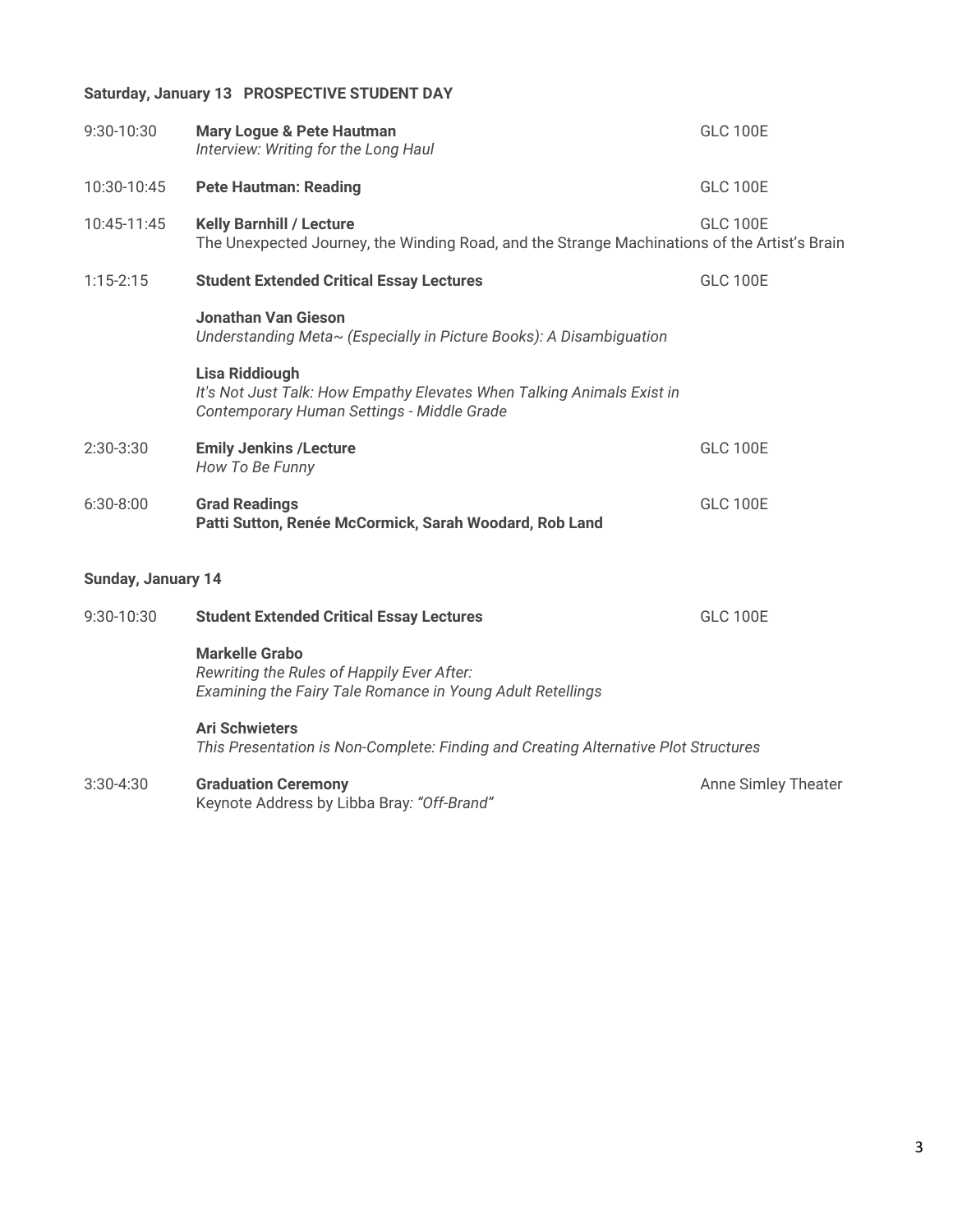**Saturday, January 13 PROSPECTIVE STUDENT DAY**

| | | |
|---|---|---|
| 9:30-10:30 | **Mary Logue & Pete Hautman**<br>*Interview: Writing for the Long Haul* | GLC 100E |
| 10:30-10:45 | **Pete Hautman: Reading** | GLC 100E |
| 10:45-11:45 | **Kelly Barnhill / Lecture**<br>The Unexpected Journey, the Winding Road, and the Strange Machinations of the Artist's Brain | GLC 100E |
| 1:15-2:15 | **Student Extended Critical Essay Lectures**<br><br>**Jonathan Van Gieson**<br>*Understanding Meta~ (Especially in Picture Books): A Disambiguation*<br><br>**Lisa Riddiough**<br>*It's Not Just Talk: How Empathy Elevates When Talking Animals Exist in Contemporary Human Settings - Middle Grade* | GLC 100E |
| 2:30-3:30 | **Emily Jenkins /Lecture**<br>*How To Be Funny* | GLC 100E |
| 6:30-8:00 | **Grad Readings**<br>**Patti Sutton, Renée McCormick, Sarah Woodard, Rob Land** | GLC 100E |

**Sunday, January 14**

| | | |
|---|---|---|
| 9:30-10:30 | **Student Extended Critical Essay Lectures**<br><br>**Markelle Grabo**<br>*Rewriting the Rules of Happily Ever After: Examining the Fairy Tale Romance in Young Adult Retellings*<br><br>**Ari Schwieters**<br>*This Presentation is Non-Complete: Finding and Creating Alternative Plot Structures* | GLC 100E |
| 3:30-4:30 | **Graduation Ceremony**<br>Keynote Address by Libba Bray: *"Off-Brand"* | Anne Simley Theater |